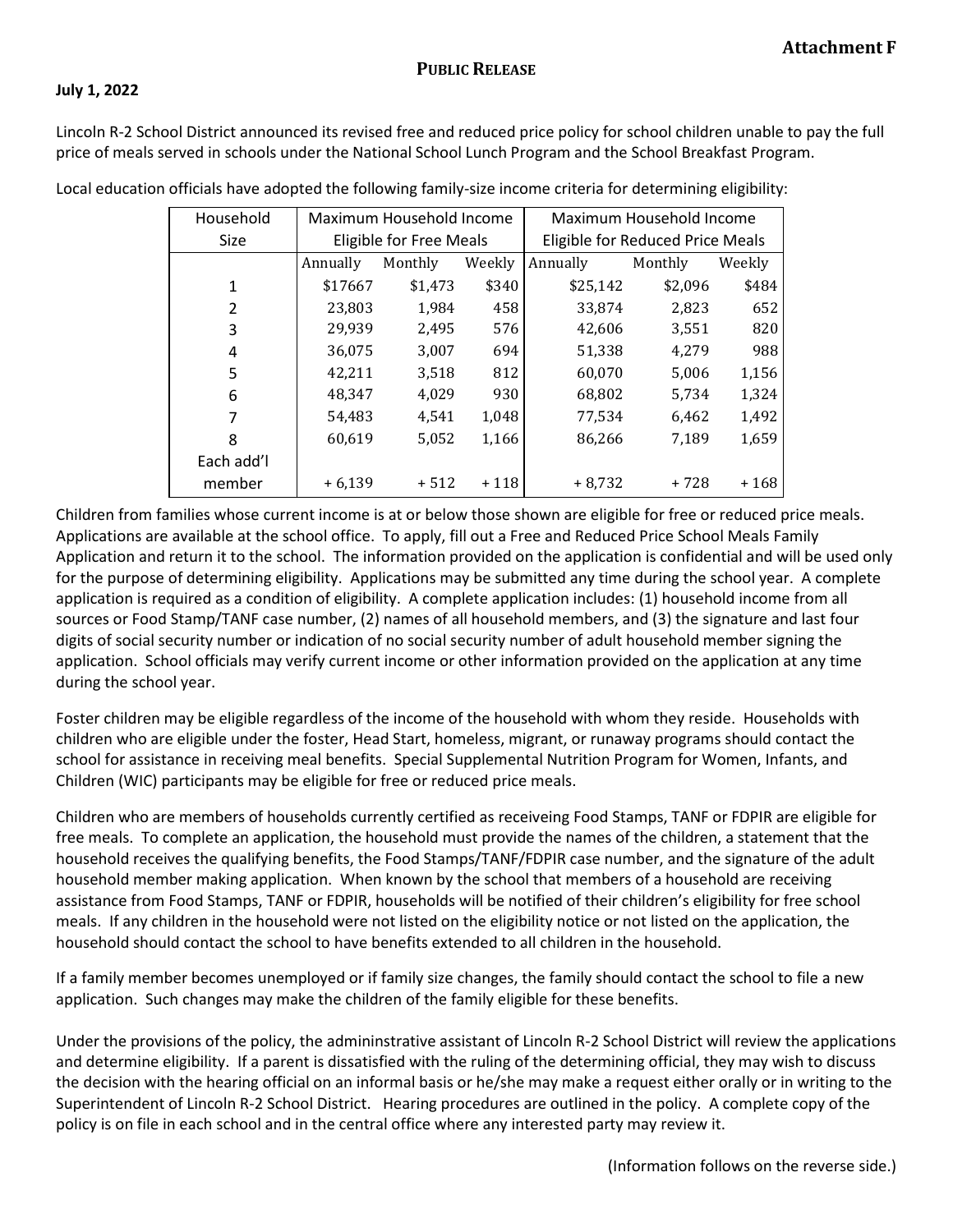**Attachment F**

**PUBLIC RELEASE**

**July 1, 2022**

Lincoln R-2 School District announced its revised free and reduced price policy for school children unable to pay the full price of meals served in schools under the National School Lunch Program and the School Breakfast Program.

Local education officials have adopted the following family-size income criteria for determining eligibility:

| Household Size | Maximum Household Income Eligible for Free Meals | | | Maximum Household Income Eligible for Reduced Price Meals | | |
|---|---|---|---|---|---|---|
| | Annually | Monthly | Weekly | Annually | Monthly | Weekly |
| 1 | $17667 | $1,473 | $340 | $25,142 | $2,096 | $484 |
| 2 | 23,803 | 1,984 | 458 | 33,874 | 2,823 | 652 |
| 3 | 29,939 | 2,495 | 576 | 42,606 | 3,551 | 820 |
| 4 | 36,075 | 3,007 | 694 | 51,338 | 4,279 | 988 |
| 5 | 42,211 | 3,518 | 812 | 60,070 | 5,006 | 1,156 |
| 6 | 48,347 | 4,029 | 930 | 68,802 | 5,734 | 1,324 |
| 7 | 54,483 | 4,541 | 1,048 | 77,534 | 6,462 | 1,492 |
| 8 | 60,619 | 5,052 | 1,166 | 86,266 | 7,189 | 1,659 |
| Each add'l member | + 6,139 | + 512 | + 118 | + 8,732 | + 728 | + 168 |

Children from families whose current income is at or below those shown are eligible for free or reduced price meals. Applications are available at the school office. To apply, fill out a Free and Reduced Price School Meals Family Application and return it to the school. The information provided on the application is confidential and will be used only for the purpose of determining eligibility. Applications may be submitted any time during the school year. A complete application is required as a condition of eligibility. A complete application includes: (1) household income from all sources or Food Stamp/TANF case number, (2) names of all household members, and (3) the signature and last four digits of social security number or indication of no social security number of adult household member signing the application. School officials may verify current income or other information provided on the application at any time during the school year.

Foster children may be eligible regardless of the income of the household with whom they reside. Households with children who are eligible under the foster, Head Start, homeless, migrant, or runaway programs should contact the school for assistance in receiving meal benefits. Special Supplemental Nutrition Program for Women, Infants, and Children (WIC) participants may be eligible for free or reduced price meals.

Children who are members of households currently certified as receiveing Food Stamps, TANF or FDPIR are eligible for free meals. To complete an application, the household must provide the names of the children, a statement that the household receives the qualifying benefits, the Food Stamps/TANF/FDPIR case number, and the signature of the adult household member making application. When known by the school that members of a household are receiving assistance from Food Stamps, TANF or FDPIR, households will be notified of their children's eligibility for free school meals. If any children in the household were not listed on the eligibility notice or not listed on the application, the household should contact the school to have benefits extended to all children in the household.

If a family member becomes unemployed or if family size changes, the family should contact the school to file a new application. Such changes may make the children of the family eligible for these benefits.

Under the provisions of the policy, the admininstrative assistant of Lincoln R-2 School District will review the applications and determine eligibility. If a parent is dissatisfied with the ruling of the determining official, they may wish to discuss the decision with the hearing official on an informal basis or he/she may make a request either orally or in writing to the Superintendent of Lincoln R-2 School District. Hearing procedures are outlined in the policy. A complete copy of the policy is on file in each school and in the central office where any interested party may review it.

(Information follows on the reverse side.)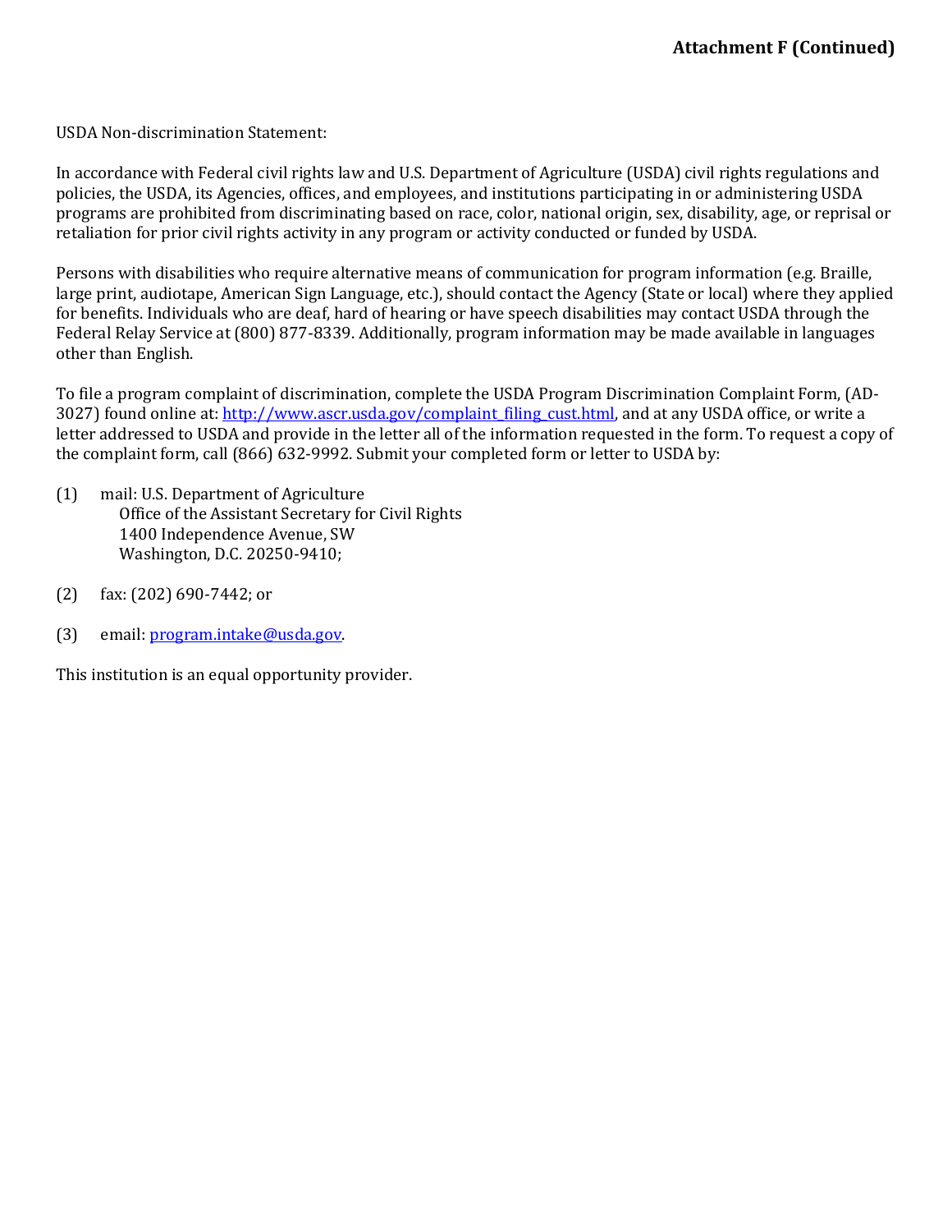**Attachment F (Continued)**

USDA Non-discrimination Statement:

In accordance with Federal civil rights law and U.S. Department of Agriculture (USDA) civil rights regulations and policies, the USDA, its Agencies, offices, and employees, and institutions participating in or administering USDA programs are prohibited from discriminating based on race, color, national origin, sex, disability, age, or reprisal or retaliation for prior civil rights activity in any program or activity conducted or funded by USDA.

Persons with disabilities who require alternative means of communication for program information (e.g. Braille, large print, audiotape, American Sign Language, etc.), should contact the Agency (State or local) where they applied for benefits. Individuals who are deaf, hard of hearing or have speech disabilities may contact USDA through the Federal Relay Service at (800) 877-8339. Additionally, program information may be made available in languages other than English.

To file a program complaint of discrimination, complete the USDA Program Discrimination Complaint Form, (AD-3027) found online at: http://www.ascr.usda.gov/complaint_filing_cust.html, and at any USDA office, or write a letter addressed to USDA and provide in the letter all of the information requested in the form. To request a copy of the complaint form, call (866) 632-9992. Submit your completed form or letter to USDA by:

(1) mail: U.S. Department of Agriculture
Office of the Assistant Secretary for Civil Rights
1400 Independence Avenue, SW
Washington, D.C. 20250-9410;

(2) fax: (202) 690-7442; or

(3) email: program.intake@usda.gov.

This institution is an equal opportunity provider.